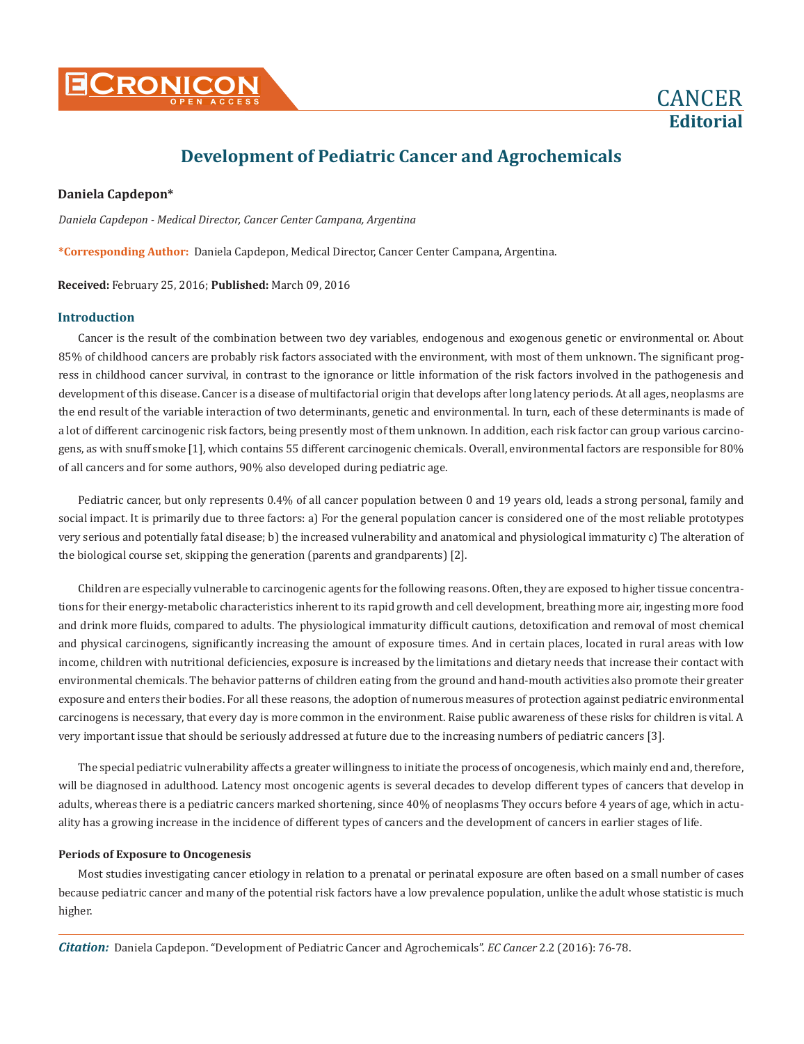CANCER
**Editorial**

# Development of Pediatric Cancer and Agrochemicals

**Daniela Capdepon***

*Daniela Capdepon - Medical Director, Cancer Center Campana, Argentina*

***Corresponding Author:** Daniela Capdepon, Medical Director, Cancer Center Campana, Argentina.

**Received:** February 25, 2016; **Published:** March 09, 2016

## Introduction

Cancer is the result of the combination between two dey variables, endogenous and exogenous genetic or environmental or. About 85% of childhood cancers are probably risk factors associated with the environment, with most of them unknown. The significant progress in childhood cancer survival, in contrast to the ignorance or little information of the risk factors involved in the pathogenesis and development of this disease. Cancer is a disease of multifactorial origin that develops after long latency periods. At all ages, neoplasms are the end result of the variable interaction of two determinants, genetic and environmental. In turn, each of these determinants is made of a lot of different carcinogenic risk factors, being presently most of them unknown. In addition, each risk factor can group various carcinogens, as with snuff smoke [1], which contains 55 different carcinogenic chemicals. Overall, environmental factors are responsible for 80% of all cancers and for some authors, 90% also developed during pediatric age.

Pediatric cancer, but only represents 0.4% of all cancer population between 0 and 19 years old, leads a strong personal, family and social impact. It is primarily due to three factors: a) For the general population cancer is considered one of the most reliable prototypes very serious and potentially fatal disease; b) the increased vulnerability and anatomical and physiological immaturity c) The alteration of the biological course set, skipping the generation (parents and grandparents) [2].

Children are especially vulnerable to carcinogenic agents for the following reasons. Often, they are exposed to higher tissue concentrations for their energy-metabolic characteristics inherent to its rapid growth and cell development, breathing more air, ingesting more food and drink more fluids, compared to adults. The physiological immaturity difficult cautions, detoxification and removal of most chemical and physical carcinogens, significantly increasing the amount of exposure times. And in certain places, located in rural areas with low income, children with nutritional deficiencies, exposure is increased by the limitations and dietary needs that increase their contact with environmental chemicals. The behavior patterns of children eating from the ground and hand-mouth activities also promote their greater exposure and enters their bodies. For all these reasons, the adoption of numerous measures of protection against pediatric environmental carcinogens is necessary, that every day is more common in the environment. Raise public awareness of these risks for children is vital. A very important issue that should be seriously addressed at future due to the increasing numbers of pediatric cancers [3].

The special pediatric vulnerability affects a greater willingness to initiate the process of oncogenesis, which mainly end and, therefore, will be diagnosed in adulthood. Latency most oncogenic agents is several decades to develop different types of cancers that develop in adults, whereas there is a pediatric cancers marked shortening, since 40% of neoplasms They occurs before 4 years of age, which in actuality has a growing increase in the incidence of different types of cancers and the development of cancers in earlier stages of life.

### Periods of Exposure to Oncogenesis

Most studies investigating cancer etiology in relation to a prenatal or perinatal exposure are often based on a small number of cases because pediatric cancer and many of the potential risk factors have a low prevalence population, unlike the adult whose statistic is much higher.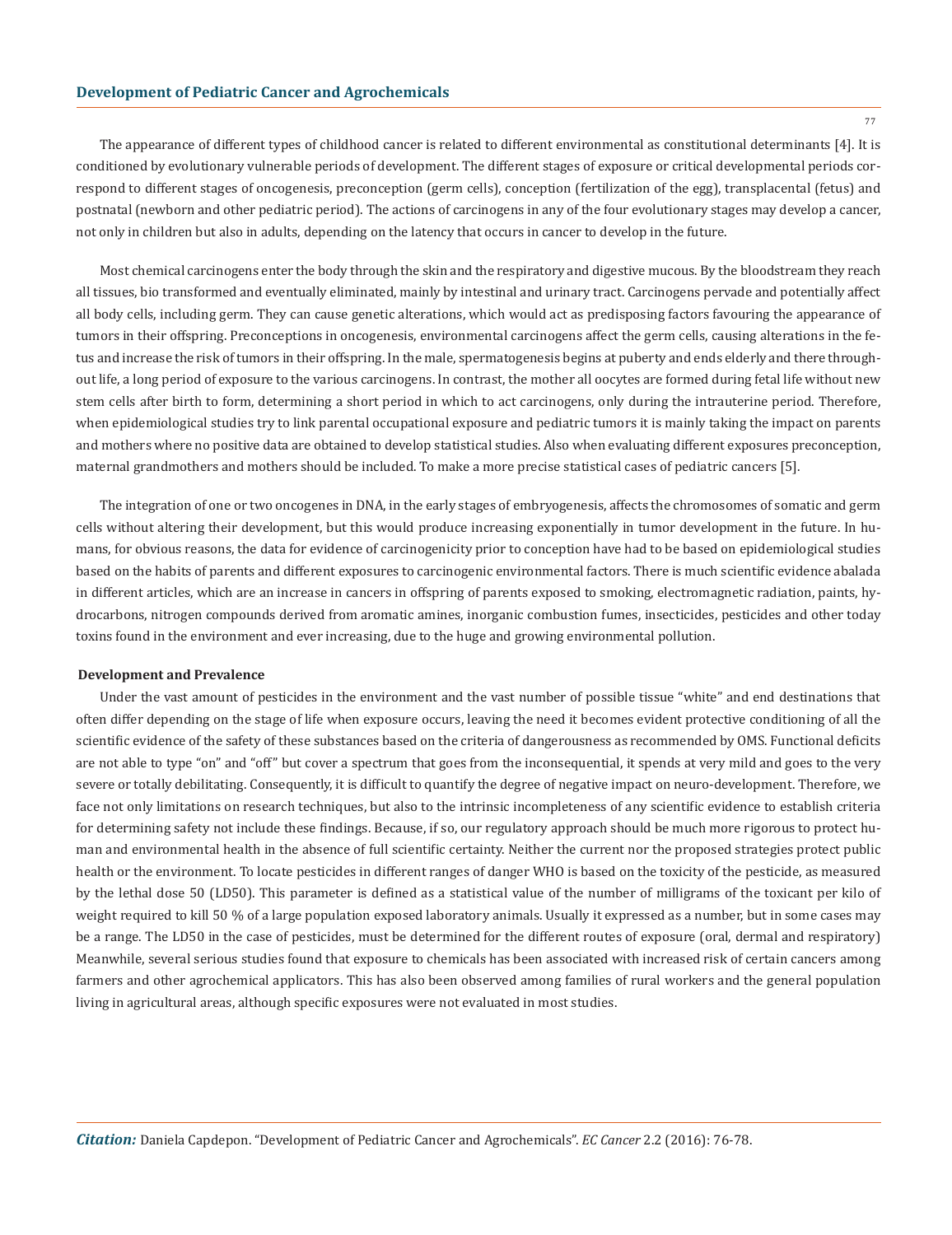The appearance of different types of childhood cancer is related to different environmental as constitutional determinants [4]. It is conditioned by evolutionary vulnerable periods of development. The different stages of exposure or critical developmental periods correspond to different stages of oncogenesis, preconception (germ cells), conception (fertilization of the egg), transplacental (fetus) and postnatal (newborn and other pediatric period). The actions of carcinogens in any of the four evolutionary stages may develop a cancer, not only in children but also in adults, depending on the latency that occurs in cancer to develop in the future.

Most chemical carcinogens enter the body through the skin and the respiratory and digestive mucous. By the bloodstream they reach all tissues, bio transformed and eventually eliminated, mainly by intestinal and urinary tract. Carcinogens pervade and potentially affect all body cells, including germ. They can cause genetic alterations, which would act as predisposing factors favouring the appearance of tumors in their offspring. Preconceptions in oncogenesis, environmental carcinogens affect the germ cells, causing alterations in the fetus and increase the risk of tumors in their offspring. In the male, spermatogenesis begins at puberty and ends elderly and there throughout life, a long period of exposure to the various carcinogens. In contrast, the mother all oocytes are formed during fetal life without new stem cells after birth to form, determining a short period in which to act carcinogens, only during the intrauterine period. Therefore, when epidemiological studies try to link parental occupational exposure and pediatric tumors it is mainly taking the impact on parents and mothers where no positive data are obtained to develop statistical studies. Also when evaluating different exposures preconception, maternal grandmothers and mothers should be included. To make a more precise statistical cases of pediatric cancers [5].

The integration of one or two oncogenes in DNA, in the early stages of embryogenesis, affects the chromosomes of somatic and germ cells without altering their development, but this would produce increasing exponentially in tumor development in the future. In humans, for obvious reasons, the data for evidence of carcinogenicity prior to conception have had to be based on epidemiological studies based on the habits of parents and different exposures to carcinogenic environmental factors. There is much scientific evidence abalada in different articles, which are an increase in cancers in offspring of parents exposed to smoking, electromagnetic radiation, paints, hydrocarbons, nitrogen compounds derived from aromatic amines, inorganic combustion fumes, insecticides, pesticides and other today toxins found in the environment and ever increasing, due to the huge and growing environmental pollution.

## Development and Prevalence

Under the vast amount of pesticides in the environment and the vast number of possible tissue "white" and end destinations that often differ depending on the stage of life when exposure occurs, leaving the need it becomes evident protective conditioning of all the scientific evidence of the safety of these substances based on the criteria of dangerousness as recommended by OMS. Functional deficits are not able to type "on" and "off" but cover a spectrum that goes from the inconsequential, it spends at very mild and goes to the very severe or totally debilitating. Consequently, it is difficult to quantify the degree of negative impact on neuro-development. Therefore, we face not only limitations on research techniques, but also to the intrinsic incompleteness of any scientific evidence to establish criteria for determining safety not include these findings. Because, if so, our regulatory approach should be much more rigorous to protect human and environmental health in the absence of full scientific certainty. Neither the current nor the proposed strategies protect public health or the environment. To locate pesticides in different ranges of danger WHO is based on the toxicity of the pesticide, as measured by the lethal dose 50 (LD50). This parameter is defined as a statistical value of the number of milligrams of the toxicant per kilo of weight required to kill 50 % of a large population exposed laboratory animals. Usually it expressed as a number, but in some cases may be a range. The LD50 in the case of pesticides, must be determined for the different routes of exposure (oral, dermal and respiratory) Meanwhile, several serious studies found that exposure to chemicals has been associated with increased risk of certain cancers among farmers and other agrochemical applicators. This has also been observed among families of rural workers and the general population living in agricultural areas, although specific exposures were not evaluated in most studies.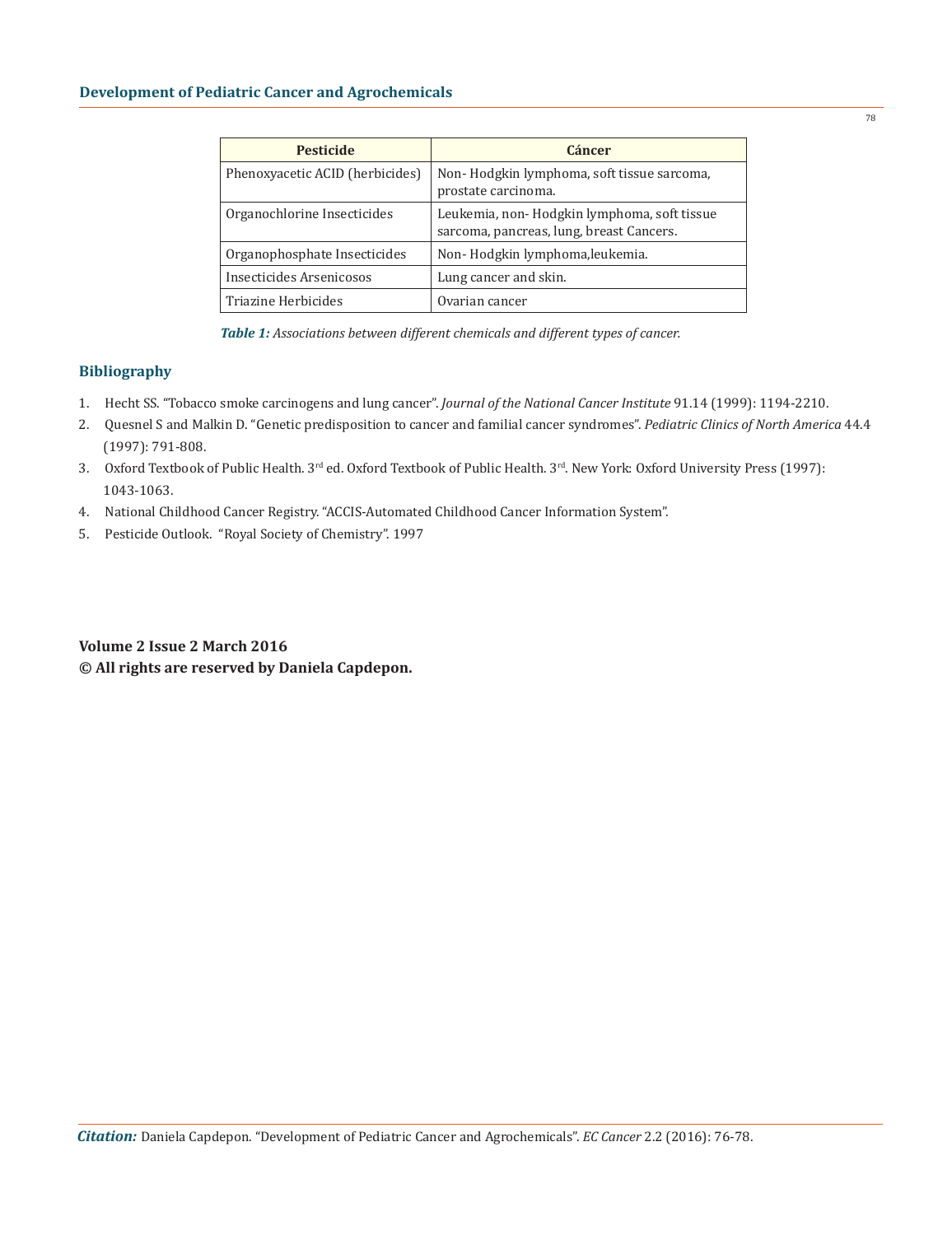| Pesticide | Cáncer |
|---|---|
| Phenoxyacetic ACID (herbicides) | Non- Hodgkin lymphoma, soft tissue sarcoma, prostate carcinoma. |
| Organochlorine Insecticides | Leukemia, non- Hodgkin lymphoma, soft tissue sarcoma, pancreas, lung, breast Cancers. |
| Organophosphate Insecticides | Non- Hodgkin lymphoma,leukemia. |
| Insecticides Arsenicosos | Lung cancer and skin. |
| Triazine Herbicides | Ovarian cancer |

***Table 1:*** *Associations between different chemicals and different types of cancer.*

## Bibliography

1. Hecht SS. "Tobacco smoke carcinogens and lung cancer". *Journal of the National Cancer Institute* 91.14 (1999): 1194-2210.
2. Quesnel S and Malkin D. "Genetic predisposition to cancer and familial cancer syndromes". *Pediatric Clinics of North America* 44.4 (1997): 791-808.
3. Oxford Textbook of Public Health. 3rd ed. Oxford Textbook of Public Health. 3rd. New York: Oxford University Press (1997): 1043-1063.
4. National Childhood Cancer Registry. "ACCIS-Automated Childhood Cancer Information System".
5. Pesticide Outlook. "Royal Society of Chemistry". 1997

**Volume 2 Issue 2 March 2016**
**© All rights are reserved by Daniela Capdepon.**